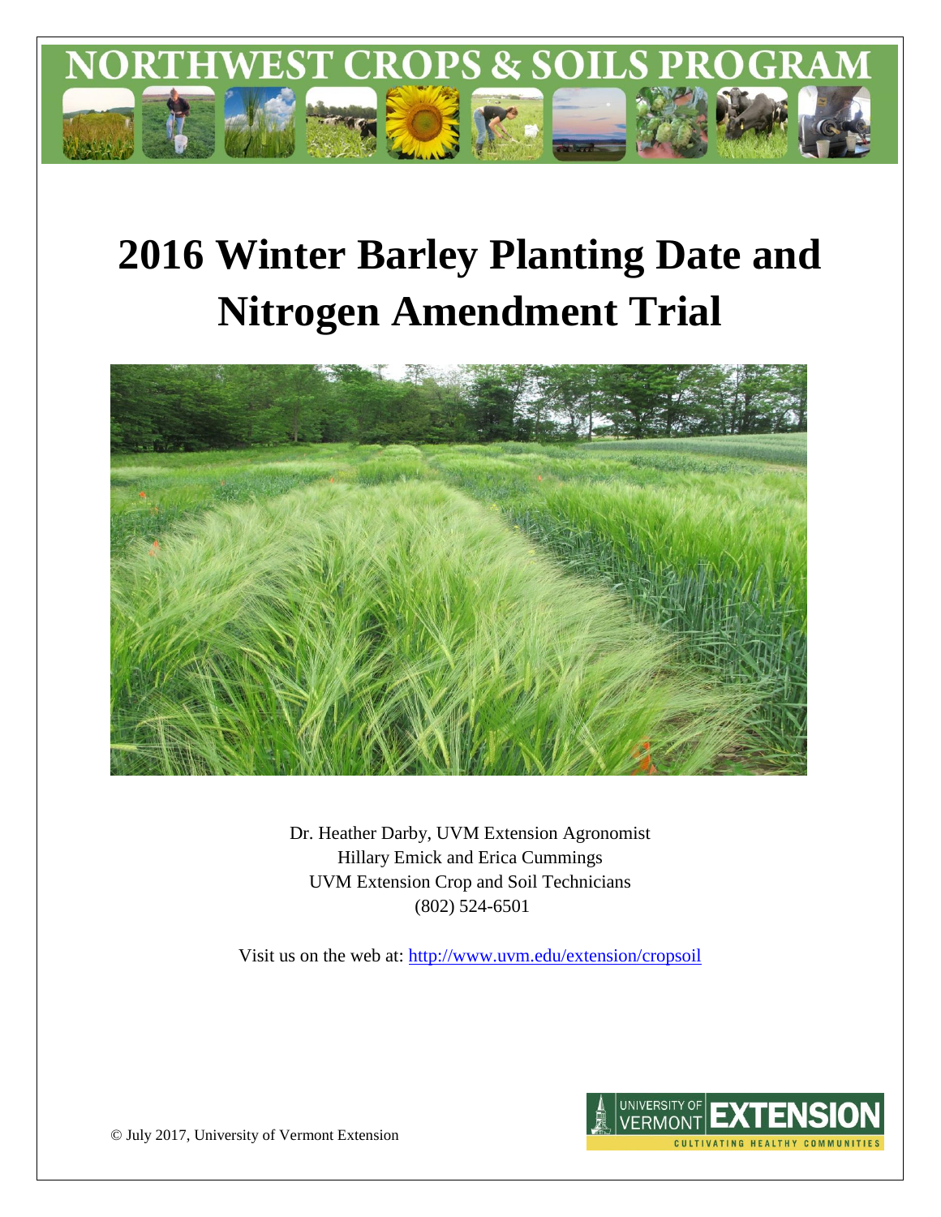# 2016 Winter Barley Planting Date and Nitrogen Amendment Trial

Dr. Heather Darby, UVM Extension Agronomist
Hillary Emick and Erica Cummings
UVM Extension Crop and Soil Technicians
(802) 524-6501

Visit us on the web at: http://www.uvm.edu/extension/cropsoil

© July 2017, University of Vermont Extension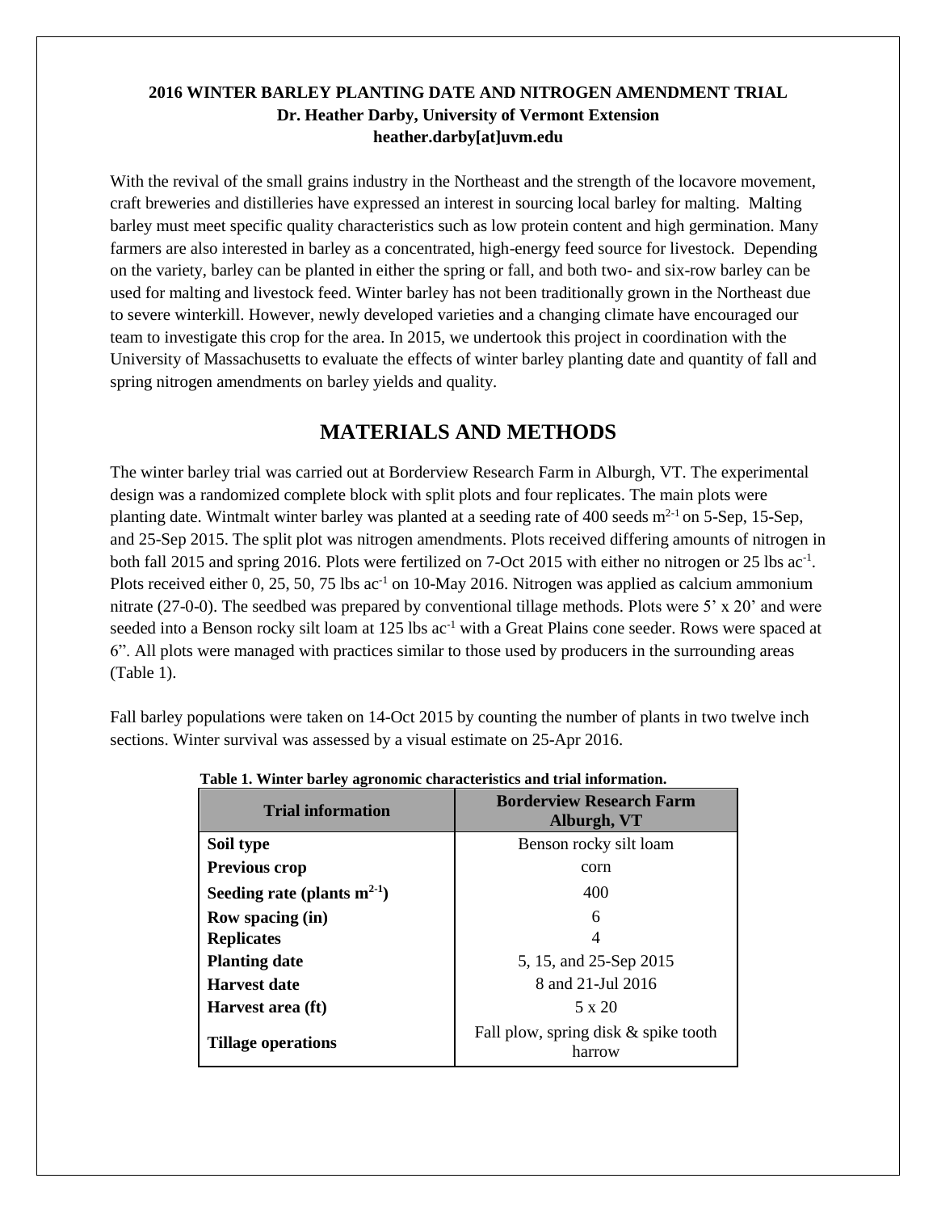**2016 WINTER BARLEY PLANTING DATE AND NITROGEN AMENDMENT TRIAL**
**Dr. Heather Darby, University of Vermont Extension**
**heather.darby[at]uvm.edu**

With the revival of the small grains industry in the Northeast and the strength of the locavore movement, craft breweries and distilleries have expressed an interest in sourcing local barley for malting. Malting barley must meet specific quality characteristics such as low protein content and high germination. Many farmers are also interested in barley as a concentrated, high-energy feed source for livestock. Depending on the variety, barley can be planted in either the spring or fall, and both two- and six-row barley can be used for malting and livestock feed. Winter barley has not been traditionally grown in the Northeast due to severe winterkill. However, newly developed varieties and a changing climate have encouraged our team to investigate this crop for the area. In 2015, we undertook this project in coordination with the University of Massachusetts to evaluate the effects of winter barley planting date and quantity of fall and spring nitrogen amendments on barley yields and quality.

## MATERIALS AND METHODS

The winter barley trial was carried out at Borderview Research Farm in Alburgh, VT. The experimental design was a randomized complete block with split plots and four replicates. The main plots were planting date. Wintmalt winter barley was planted at a seeding rate of 400 seeds $m^{2-1}$ on 5-Sep, 15-Sep, and 25-Sep 2015. The split plot was nitrogen amendments. Plots received differing amounts of nitrogen in both fall 2015 and spring 2016. Plots were fertilized on 7-Oct 2015 with either no nitrogen or 25 lbs $ac^{-1}$. Plots received either 0, 25, 50, 75 lbs $ac^{-1}$ on 10-May 2016. Nitrogen was applied as calcium ammonium nitrate (27-0-0). The seedbed was prepared by conventional tillage methods. Plots were 5' x 20' and were seeded into a Benson rocky silt loam at 125 lbs $ac^{-1}$ with a Great Plains cone seeder. Rows were spaced at 6". All plots were managed with practices similar to those used by producers in the surrounding areas (Table 1).

Fall barley populations were taken on 14-Oct 2015 by counting the number of plants in two twelve inch sections. Winter survival was assessed by a visual estimate on 25-Apr 2016.

**Table 1. Winter barley agronomic characteristics and trial information.**

| Trial information | Borderview Research Farm Alburgh, VT |
|---|---|
| **Soil type** | Benson rocky silt loam |
| **Previous crop** | corn |
| **Seeding rate (plants $m^{2-1}$)** | 400 |
| **Row spacing (in)** | 6 |
| **Replicates** | 4 |
| **Planting date** | 5, 15, and 25-Sep 2015 |
| **Harvest date** | 8 and 21-Jul 2016 |
| **Harvest area (ft)** | 5 x 20 |
| **Tillage operations** | Fall plow, spring disk & spike tooth harrow |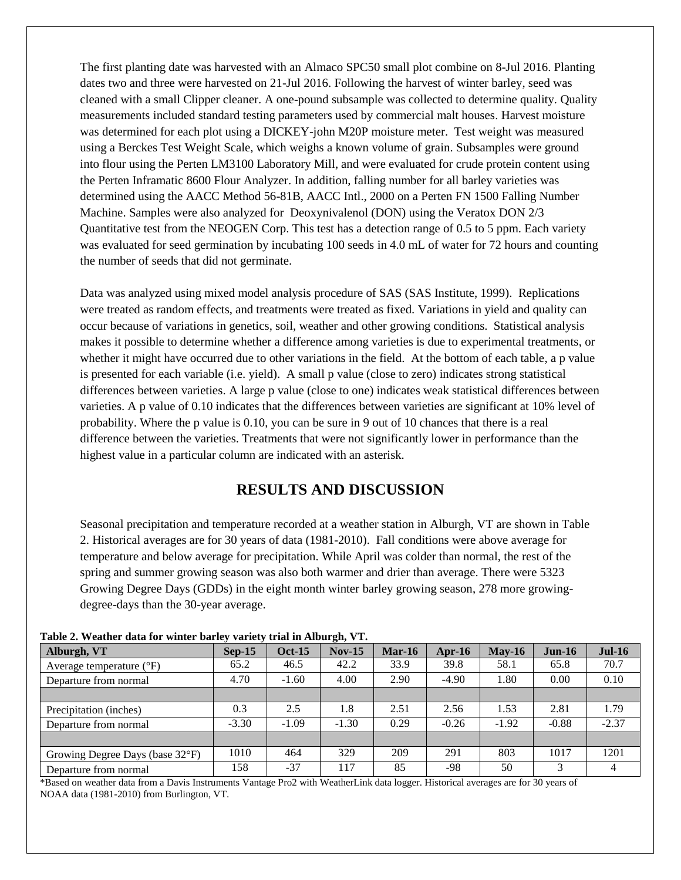The first planting date was harvested with an Almaco SPC50 small plot combine on 8-Jul 2016. Planting dates two and three were harvested on 21-Jul 2016. Following the harvest of winter barley, seed was cleaned with a small Clipper cleaner. A one-pound subsample was collected to determine quality. Quality measurements included standard testing parameters used by commercial malt houses. Harvest moisture was determined for each plot using a DICKEY-john M20P moisture meter. Test weight was measured using a Berckes Test Weight Scale, which weighs a known volume of grain. Subsamples were ground into flour using the Perten LM3100 Laboratory Mill, and were evaluated for crude protein content using the Perten Inframatic 8600 Flour Analyzer. In addition, falling number for all barley varieties was determined using the AACC Method 56-81B, AACC Intl., 2000 on a Perten FN 1500 Falling Number Machine. Samples were also analyzed for Deoxynivalenol (DON) using the Veratox DON 2/3 Quantitative test from the NEOGEN Corp. This test has a detection range of 0.5 to 5 ppm. Each variety was evaluated for seed germination by incubating 100 seeds in 4.0 mL of water for 72 hours and counting the number of seeds that did not germinate.

Data was analyzed using mixed model analysis procedure of SAS (SAS Institute, 1999). Replications were treated as random effects, and treatments were treated as fixed. Variations in yield and quality can occur because of variations in genetics, soil, weather and other growing conditions. Statistical analysis makes it possible to determine whether a difference among varieties is due to experimental treatments, or whether it might have occurred due to other variations in the field. At the bottom of each table, a p value is presented for each variable (i.e. yield). A small p value (close to zero) indicates strong statistical differences between varieties. A large p value (close to one) indicates weak statistical differences between varieties. A p value of 0.10 indicates that the differences between varieties are significant at 10% level of probability. Where the p value is 0.10, you can be sure in 9 out of 10 chances that there is a real difference between the varieties. Treatments that were not significantly lower in performance than the highest value in a particular column are indicated with an asterisk.

## RESULTS AND DISCUSSION

Seasonal precipitation and temperature recorded at a weather station in Alburgh, VT are shown in Table 2. Historical averages are for 30 years of data (1981-2010). Fall conditions were above average for temperature and below average for precipitation. While April was colder than normal, the rest of the spring and summer growing season was also both warmer and drier than average. There were 5323 Growing Degree Days (GDDs) in the eight month winter barley growing season, 278 more growing-degree-days than the 30-year average.

**Table 2. Weather data for winter barley variety trial in Alburgh, VT.**

| Alburgh, VT | Sep-15 | Oct-15 | Nov-15 | Mar-16 | Apr-16 | May-16 | Jun-16 | Jul-16 |
|---|---|---|---|---|---|---|---|---|
| Average temperature (°F) | 65.2 | 46.5 | 42.2 | 33.9 | 39.8 | 58.1 | 65.8 | 70.7 |
| Departure from normal | 4.70 | -1.60 | 4.00 | 2.90 | -4.90 | 1.80 | 0.00 | 0.10 |
| | | | | | | | | |
| Precipitation (inches) | 0.3 | 2.5 | 1.8 | 2.51 | 2.56 | 1.53 | 2.81 | 1.79 |
| Departure from normal | -3.30 | -1.09 | -1.30 | 0.29 | -0.26 | -1.92 | -0.88 | -2.37 |
| | | | | | | | | |
| Growing Degree Days (base 32°F) | 1010 | 464 | 329 | 209 | 291 | 803 | 1017 | 1201 |
| Departure from normal | 158 | -37 | 117 | 85 | -98 | 50 | 3 | 4 |

*Based on weather data from a Davis Instruments Vantage Pro2 with WeatherLink data logger. Historical averages are for 30 years of NOAA data (1981-2010) from Burlington, VT.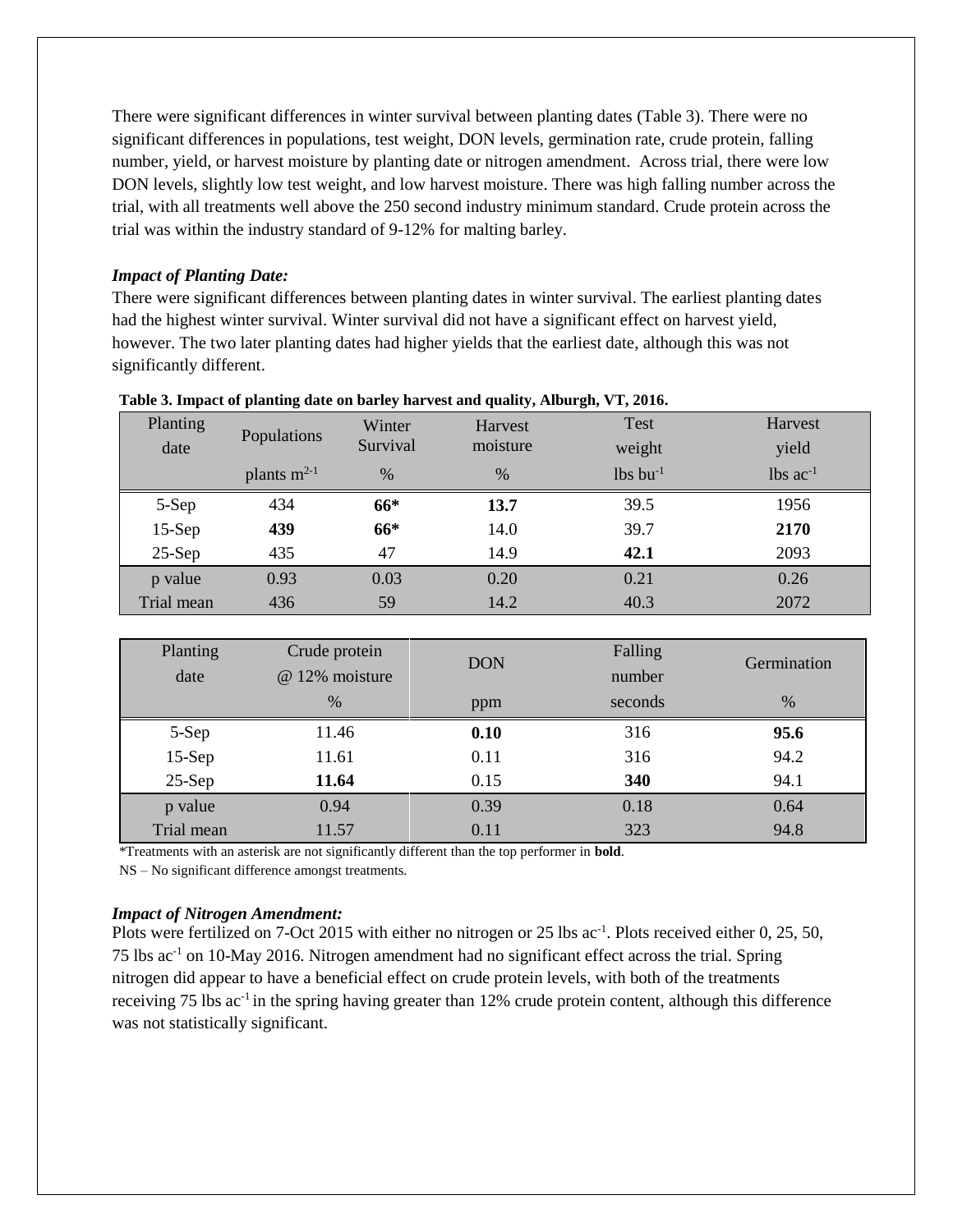There were significant differences in winter survival between planting dates (Table 3). There were no significant differences in populations, test weight, DON levels, germination rate, crude protein, falling number, yield, or harvest moisture by planting date or nitrogen amendment. Across trial, there were low DON levels, slightly low test weight, and low harvest moisture. There was high falling number across the trial, with all treatments well above the 250 second industry minimum standard. Crude protein across the trial was within the industry standard of 9-12% for malting barley.

### *Impact of Planting Date:*

There were significant differences between planting dates in winter survival. The earliest planting dates had the highest winter survival. Winter survival did not have a significant effect on harvest yield, however. The two later planting dates had higher yields that the earliest date, although this was not significantly different.

**Table 3. Impact of planting date on barley harvest and quality, Alburgh, VT, 2016.**

| Planting date | Populations | Winter Survival | Harvest moisture | Test weight | Harvest yield |
|---|---|---|---|---|---|
| | plants $m^{2-1}$ | % | % | lbs $bu^{-1}$ | lbs $ac^{-1}$ |
| 5-Sep | 434 | **66*** | **13.7** | 39.5 | 1956 |
| 15-Sep | **439** | **66*** | 14.0 | 39.7 | **2170** |
| 25-Sep | 435 | 47 | 14.9 | **42.1** | 2093 |
| p value | 0.93 | 0.03 | 0.20 | 0.21 | 0.26 |
| Trial mean | 436 | 59 | 14.2 | 40.3 | 2072 |

| Planting date | Crude protein @ 12% moisture | DON | Falling number | Germination |
|---|---|---|---|---|
| | % | ppm | seconds | % |
| 5-Sep | 11.46 | **0.10** | 316 | **95.6** |
| 15-Sep | 11.61 | 0.11 | 316 | 94.2 |
| 25-Sep | **11.64** | 0.15 | **340** | 94.1 |
| p value | 0.94 | 0.39 | 0.18 | 0.64 |
| Trial mean | 11.57 | 0.11 | 323 | 94.8 |

*Treatments with an asterisk are not significantly different than the top performer in **bold**.

NS – No significant difference amongst treatments.

### *Impact of Nitrogen Amendment:*

Plots were fertilized on 7-Oct 2015 with either no nitrogen or 25 lbs $ac^{-1}$. Plots received either 0, 25, 50, 75 lbs $ac^{-1}$ on 10-May 2016. Nitrogen amendment had no significant effect across the trial. Spring nitrogen did appear to have a beneficial effect on crude protein levels, with both of the treatments receiving 75 lbs $ac^{-1}$ in the spring having greater than 12% crude protein content, although this difference was not statistically significant.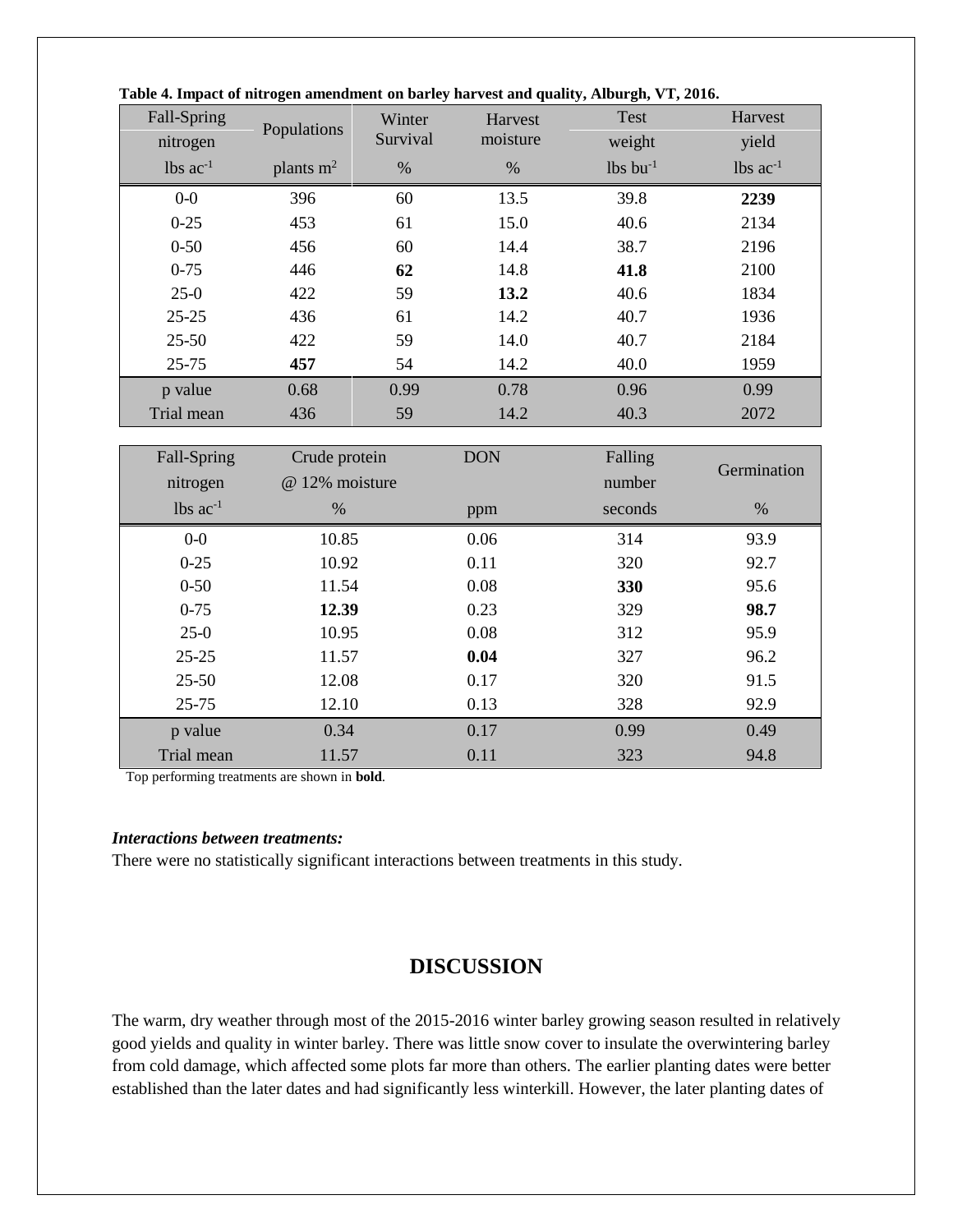**Table 4. Impact of nitrogen amendment on barley harvest and quality, Alburgh, VT, 2016.**

| Fall-Spring nitrogen lbs ac$^{-1}$ | Populations plants m$^2$ | Winter Survival % | Harvest moisture % | Test weight lbs bu$^{-1}$ | Harvest yield lbs ac$^{-1}$ |
|---|---|---|---|---|---|
| 0-0 | 396 | 60 | 13.5 | 39.8 | **2239** |
| 0-25 | 453 | 61 | 15.0 | 40.6 | 2134 |
| 0-50 | 456 | 60 | 14.4 | 38.7 | 2196 |
| 0-75 | 446 | **62** | 14.8 | **41.8** | 2100 |
| 25-0 | 422 | 59 | **13.2** | 40.6 | 1834 |
| 25-25 | 436 | 61 | 14.2 | 40.7 | 1936 |
| 25-50 | 422 | 59 | 14.0 | 40.7 | 2184 |
| 25-75 | **457** | 54 | 14.2 | 40.0 | 1959 |
| p value | 0.68 | 0.99 | 0.78 | 0.96 | 0.99 |
| Trial mean | 436 | 59 | 14.2 | 40.3 | 2072 |

| Fall-Spring nitrogen lbs ac$^{-1}$ | Crude protein @ 12% moisture % | DON ppm | Falling number seconds | Germination % |
|---|---|---|---|---|
| 0-0 | 10.85 | 0.06 | 314 | 93.9 |
| 0-25 | 10.92 | 0.11 | 320 | 92.7 |
| 0-50 | 11.54 | 0.08 | **330** | 95.6 |
| 0-75 | **12.39** | 0.23 | 329 | **98.7** |
| 25-0 | 10.95 | 0.08 | 312 | 95.9 |
| 25-25 | 11.57 | **0.04** | 327 | 96.2 |
| 25-50 | 12.08 | 0.17 | 320 | 91.5 |
| 25-75 | 12.10 | 0.13 | 328 | 92.9 |
| p value | 0.34 | 0.17 | 0.99 | 0.49 |
| Trial mean | 11.57 | 0.11 | 323 | 94.8 |

Top performing treatments are shown in **bold**.

***Interactions between treatments:***

There were no statistically significant interactions between treatments in this study.

## DISCUSSION

The warm, dry weather through most of the 2015-2016 winter barley growing season resulted in relatively good yields and quality in winter barley. There was little snow cover to insulate the overwintering barley from cold damage, which affected some plots far more than others. The earlier planting dates were better established than the later dates and had significantly less winterkill. However, the later planting dates of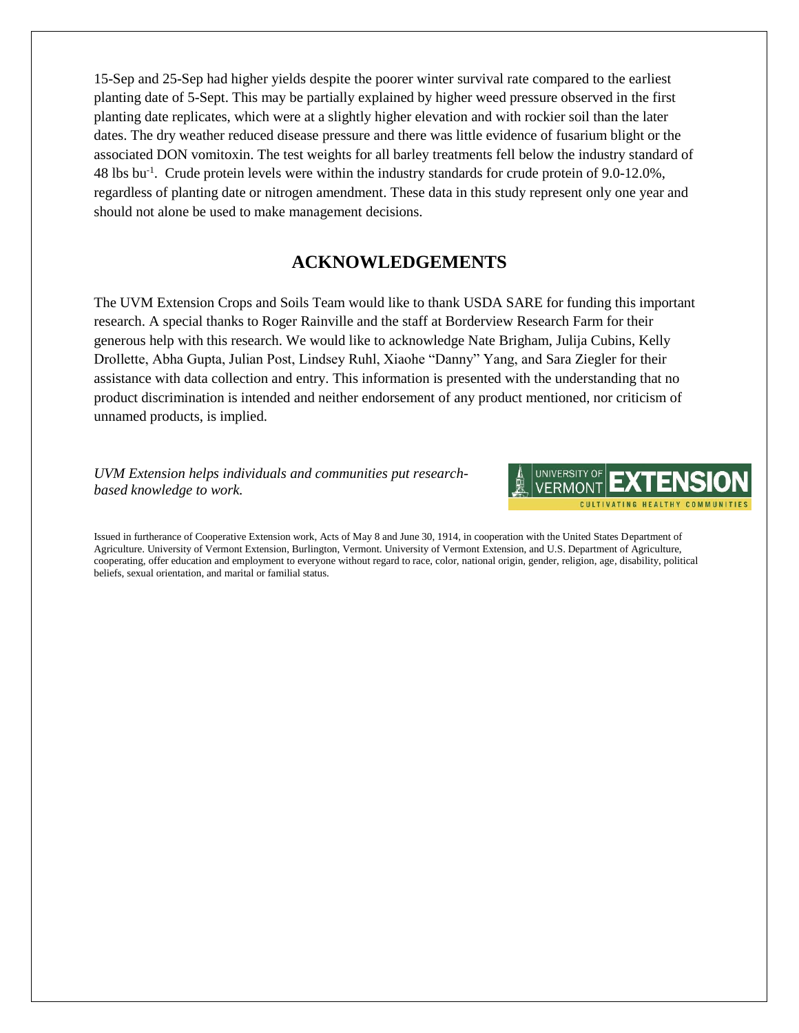15-Sep and 25-Sep had higher yields despite the poorer winter survival rate compared to the earliest planting date of 5-Sept. This may be partially explained by higher weed pressure observed in the first planting date replicates, which were at a slightly higher elevation and with rockier soil than the later dates. The dry weather reduced disease pressure and there was little evidence of fusarium blight or the associated DON vomitoxin. The test weights for all barley treatments fell below the industry standard of 48 lbs $bu^{-1}$. Crude protein levels were within the industry standards for crude protein of 9.0-12.0%, regardless of planting date or nitrogen amendment. These data in this study represent only one year and should not alone be used to make management decisions.

## ACKNOWLEDGEMENTS

The UVM Extension Crops and Soils Team would like to thank USDA SARE for funding this important research. A special thanks to Roger Rainville and the staff at Borderview Research Farm for their generous help with this research. We would like to acknowledge Nate Brigham, Julija Cubins, Kelly Drollette, Abha Gupta, Julian Post, Lindsey Ruhl, Xiaohe "Danny" Yang, and Sara Ziegler for their assistance with data collection and entry. This information is presented with the understanding that no product discrimination is intended and neither endorsement of any product mentioned, nor criticism of unnamed products, is implied.

*UVM Extension helps individuals and communities put research-based knowledge to work.*

UNIVERSITY OF VERMONT EXTENSION
CULTIVATING HEALTHY COMMUNITIES

Issued in furtherance of Cooperative Extension work, Acts of May 8 and June 30, 1914, in cooperation with the United States Department of Agriculture. University of Vermont Extension, Burlington, Vermont. University of Vermont Extension, and U.S. Department of Agriculture, cooperating, offer education and employment to everyone without regard to race, color, national origin, gender, religion, age, disability, political beliefs, sexual orientation, and marital or familial status.